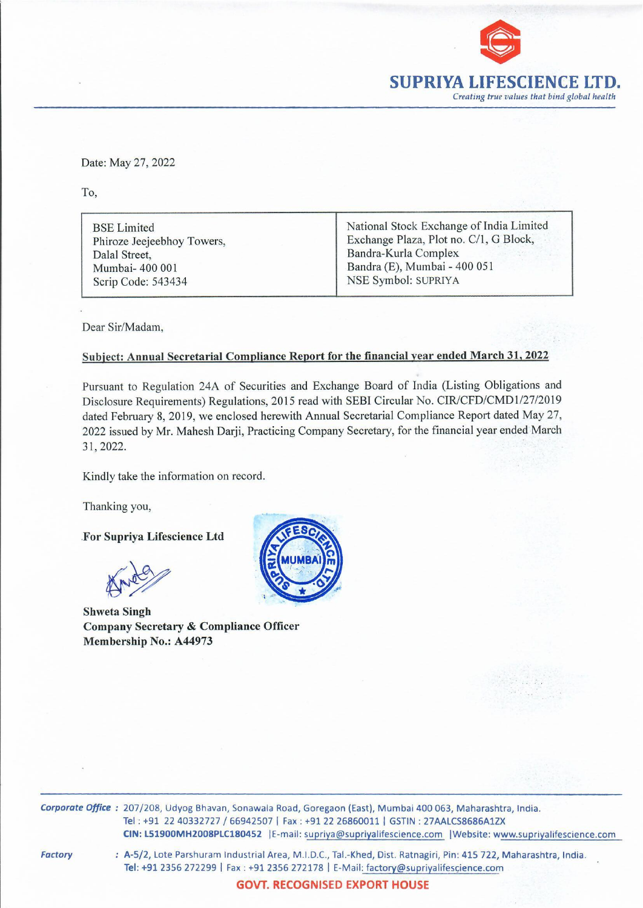**SUPRIYA LIFESCIENCE LTD.**
*Creating true values that bind global health*

Date: May 27, 2022

To,

| BSE Limited<br>Phiroze Jeejeebhoy Towers,<br>Dalal Street,<br>Mumbai- 400 001<br>Scrip Code: 543434 | National Stock Exchange of India Limited<br>Exchange Plaza, Plot no. C/1, G Block,<br>Bandra-Kurla Complex<br>Bandra (E), Mumbai - 400 051<br>NSE Symbol: SUPRIYA |
|---|---|

Dear Sir/Madam,

**Subject: Annual Secretarial Compliance Report for the financial year ended March 31, 2022**

Pursuant to Regulation 24A of Securities and Exchange Board of India (Listing Obligations and Disclosure Requirements) Regulations, 2015 read with SEBI Circular No. CIR/CFD/CMD1/27/2019 dated February 8, 2019, we enclosed herewith Annual Secretarial Compliance Report dated May 27, 2022 issued by Mr. Mahesh Darji, Practicing Company Secretary, for the financial year ended March 31, 2022.

Kindly take the information on record.

Thanking you,

**For Supriya Lifescience Ltd**

**Shweta Singh**
**Company Secretary & Compliance Officer**
**Membership No.: A44973**

***Corporate Office*** : 207/208, Udyog Bhavan, Sonawala Road, Goregaon (East), Mumbai 400 063, Maharashtra, India.
Tel : +91 22 40332727 / 66942507 | Fax : +91 22 26860011 | GSTIN : 27AALCS8686A1ZX
**CIN: L51900MH2008PLC180452** | E-mail: supriya@supriyalifescience.com | Website: www.supriyalifescience.com

***Factory*** : **A-5/2,** Lote Parshuram Industrial Area, M.I.D.C., Tal.-Khed, Dist. Ratnagiri, Pin: 415 722, Maharashtra, India.
Tel: +91 2356 272299 | Fax : +91 2356 272178 | E-Mail: factory@supriyalifescience.com

**GOVT. RECOGNISED EXPORT HOUSE**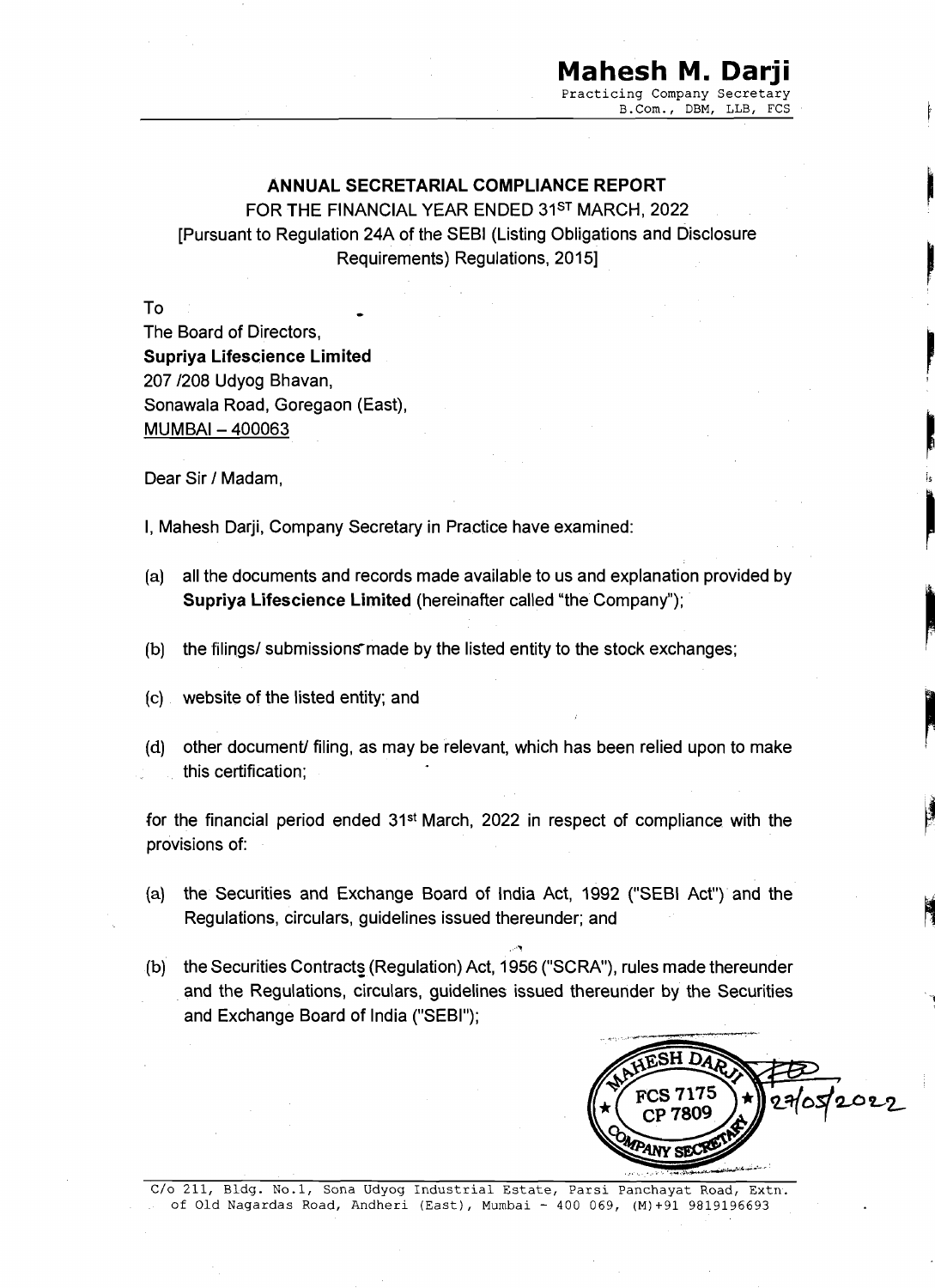**Mahesh M. Darji**
Practicing Company Secretary
B.Com., DBM, LLB, FCS

## ANNUAL SECRETARIAL COMPLIANCE REPORT

FOR THE FINANCIAL YEAR ENDED 31ST MARCH, 2022
[Pursuant to Regulation 24A of the SEBI (Listing Obligations and Disclosure Requirements) Regulations, 2015]

To
The Board of Directors,
**Supriya Lifescience Limited**
207 /208 Udyog Bhavan,
Sonawala Road, Goregaon (East),
MUMBAI – 400063

Dear Sir / Madam,

I, Mahesh Darji, Company Secretary in Practice have examined:

(a) all the documents and records made available to us and explanation provided by **Supriya Lifescience Limited** (hereinafter called "the Company");

(b) the filings/ submissions made by the listed entity to the stock exchanges;

(c) website of the listed entity; and

(d) other document/ filing, as may be relevant, which has been relied upon to make this certification;

for the financial period ended 31st March, 2022 in respect of compliance with the provisions of:

(a) the Securities and Exchange Board of India Act, 1992 ("SEBI Act") and the Regulations, circulars, guidelines issued thereunder; and

(b) the Securities Contracts (Regulation) Act, 1956 ("SCRA"), rules made thereunder and the Regulations, circulars, guidelines issued thereunder by the Securities and Exchange Board of India ("SEBI");

MAHESH DARJI
FCS 7175
CP 7809
COMPANY SECRETARY
27/05/2022

C/o 211, Bldg. No.1, Sona Udyog Industrial Estate, Parsi Panchayat Road, Extn. of Old Nagardas Road, Andheri (East), Mumbai - 400 069, (M)+91 9819196693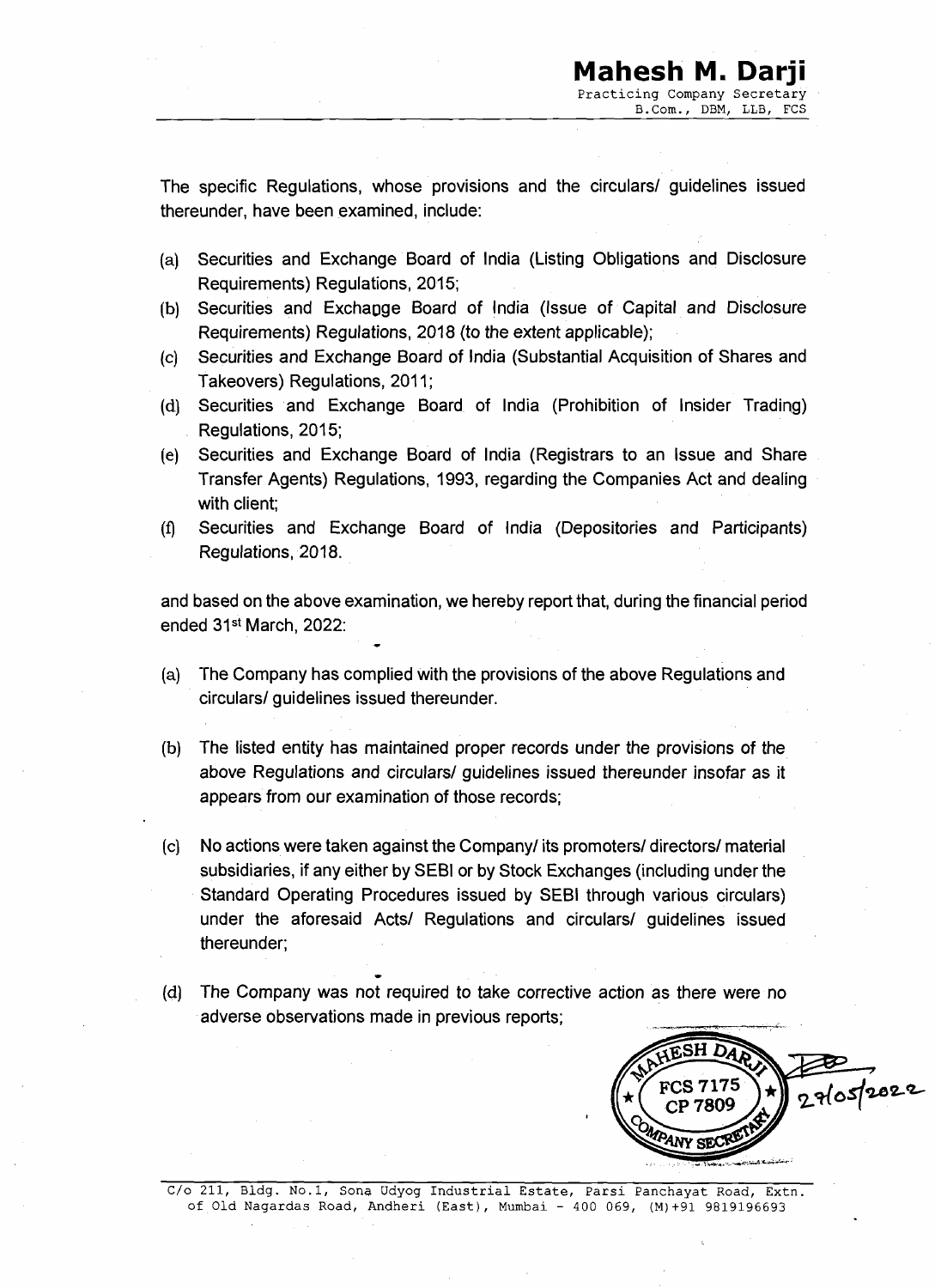The specific Regulations, whose provisions and the circulars/ guidelines issued thereunder, have been examined, include:

(a) Securities and Exchange Board of India (Listing Obligations and Disclosure Requirements) Regulations, 2015;
(b) Securities and Exchange Board of India (Issue of Capital and Disclosure Requirements) Regulations, 2018 (to the extent applicable);
(c) Securities and Exchange Board of India (Substantial Acquisition of Shares and Takeovers) Regulations, 2011;
(d) Securities and Exchange Board of India (Prohibition of Insider Trading) Regulations, 2015;
(e) Securities and Exchange Board of India (Registrars to an Issue and Share Transfer Agents) Regulations, 1993, regarding the Companies Act and dealing with client;
(f) Securities and Exchange Board of India (Depositories and Participants) Regulations, 2018.

and based on the above examination, we hereby report that, during the financial period ended 31st March, 2022:

(a) The Company has complied with the provisions of the above Regulations and circulars/ guidelines issued thereunder.

(b) The listed entity has maintained proper records under the provisions of the above Regulations and circulars/ guidelines issued thereunder insofar as it appears from our examination of those records;

(c) No actions were taken against the Company/ its promoters/ directors/ material subsidiaries, if any either by SEBI or by Stock Exchanges (including under the Standard Operating Procedures issued by SEBI through various circulars) under the aforesaid Acts/ Regulations and circulars/ guidelines issued thereunder;

(d) The Company was not required to take corrective action as there were no adverse observations made in previous reports;

MAHESH DARJI COMPANY SECRETARY FCS 7175 CP 7809

27/05/2022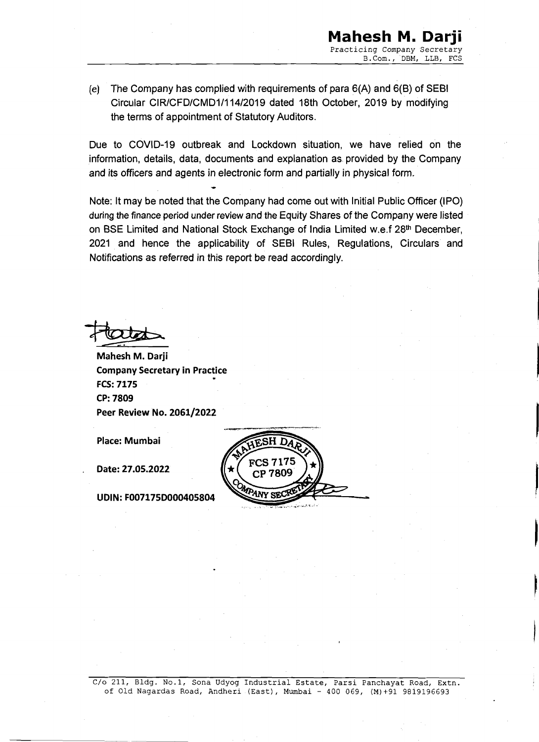(e) The Company has complied with requirements of para 6(A) and 6(B) of SEBI Circular CIR/CFD/CMD1/114/2019 dated 18th October, 2019 by modifying the terms of appointment of Statutory Auditors.

Due to COVID-19 outbreak and Lockdown situation, we have relied on the information, details, data, documents and explanation as provided by the Company and its officers and agents in electronic form and partially in physical form.

Note: It may be noted that the Company had come out with Initial Public Officer (IPO) during the finance period under review and the Equity Shares of the Company were listed on BSE Limited and National Stock Exchange of India Limited w.e.f 28th December, 2021 and hence the applicability of SEBI Rules, Regulations, Circulars and Notifications as referred in this report be read accordingly.

**Mahesh M. Darji**
**Company Secretary in Practice**
**FCS: 7175**
**CP: 7809**
**Peer Review No. 2061/2022**

**Place: Mumbai**

**Date: 27.05.2022**

**UDIN: F007175D000405804**